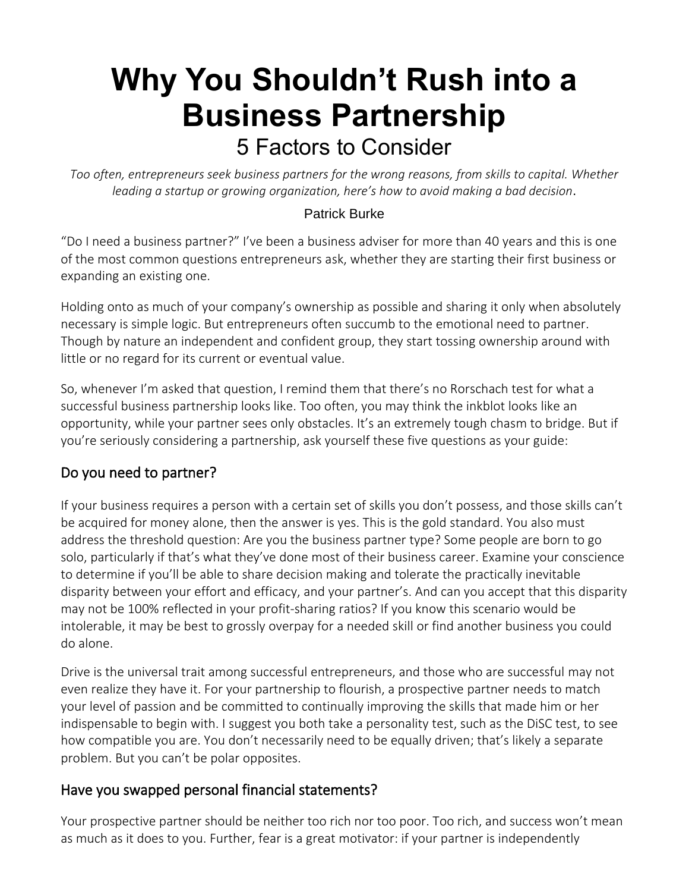# Why You Shouldn't Rush into a Business Partnership

## 5 Factors to Consider

*Too often, entrepreneurs seek business partners for the wrong reasons, from skills to capital. Whether leading a startup or growing organization, here's how to avoid making a bad decision.*

Patrick Burke

"Do I need a business partner?" I've been a business adviser for more than 40 years and this is one of the most common questions entrepreneurs ask, whether they are starting their first business or expanding an existing one.

Holding onto as much of your company's ownership as possible and sharing it only when absolutely necessary is simple logic. But entrepreneurs often succumb to the emotional need to partner. Though by nature an independent and confident group, they start tossing ownership around with little or no regard for its current or eventual value.

So, whenever I'm asked that question, I remind them that there's no Rorschach test for what a successful business partnership looks like. Too often, you may think the inkblot looks like an opportunity, while your partner sees only obstacles. It's an extremely tough chasm to bridge. But if you're seriously considering a partnership, ask yourself these five questions as your guide:

### Do you need to partner?

If your business requires a person with a certain set of skills you don't possess, and those skills can't be acquired for money alone, then the answer is yes. This is the gold standard. You also must address the threshold question: Are you the business partner type? Some people are born to go solo, particularly if that's what they've done most of their business career. Examine your conscience to determine if you'll be able to share decision making and tolerate the practically inevitable disparity between your effort and efficacy, and your partner's. And can you accept that this disparity may not be 100% reflected in your profit-sharing ratios? If you know this scenario would be intolerable, it may be best to grossly overpay for a needed skill or find another business you could do alone.

Drive is the universal trait among successful entrepreneurs, and those who are successful may not even realize they have it. For your partnership to flourish, a prospective partner needs to match your level of passion and be committed to continually improving the skills that made him or her indispensable to begin with. I suggest you both take a personality test, such as the DiSC test, to see how compatible you are. You don't necessarily need to be equally driven; that's likely a separate problem. But you can't be polar opposites.

### Have you swapped personal financial statements?

Your prospective partner should be neither too rich nor too poor. Too rich, and success won't mean as much as it does to you. Further, fear is a great motivator: if your partner is independently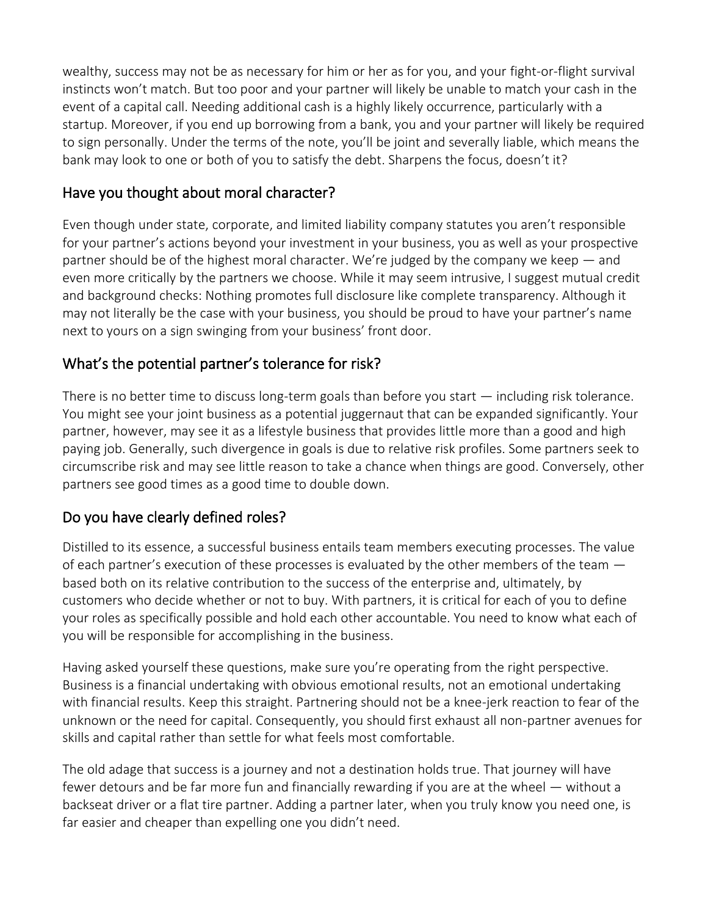wealthy, success may not be as necessary for him or her as for you, and your fight-or-flight survival instincts won't match. But too poor and your partner will likely be unable to match your cash in the event of a capital call. Needing additional cash is a highly likely occurrence, particularly with a startup. Moreover, if you end up borrowing from a bank, you and your partner will likely be required to sign personally. Under the terms of the note, you'll be joint and severally liable, which means the bank may look to one or both of you to satisfy the debt. Sharpens the focus, doesn't it?

## Have you thought about moral character?

Even though under state, corporate, and limited liability company statutes you aren't responsible for your partner's actions beyond your investment in your business, you as well as your prospective partner should be of the highest moral character. We're judged by the company we keep — and even more critically by the partners we choose. While it may seem intrusive, I suggest mutual credit and background checks: Nothing promotes full disclosure like complete transparency. Although it may not literally be the case with your business, you should be proud to have your partner's name next to yours on a sign swinging from your business' front door.

## What's the potential partner's tolerance for risk?

There is no better time to discuss long-term goals than before you start — including risk tolerance. You might see your joint business as a potential juggernaut that can be expanded significantly. Your partner, however, may see it as a lifestyle business that provides little more than a good and high paying job. Generally, such divergence in goals is due to relative risk profiles. Some partners seek to circumscribe risk and may see little reason to take a chance when things are good. Conversely, other partners see good times as a good time to double down.

## Do you have clearly defined roles?

Distilled to its essence, a successful business entails team members executing processes. The value of each partner's execution of these processes is evaluated by the other members of the team — based both on its relative contribution to the success of the enterprise and, ultimately, by customers who decide whether or not to buy. With partners, it is critical for each of you to define your roles as specifically possible and hold each other accountable. You need to know what each of you will be responsible for accomplishing in the business.

Having asked yourself these questions, make sure you're operating from the right perspective. Business is a financial undertaking with obvious emotional results, not an emotional undertaking with financial results. Keep this straight. Partnering should not be a knee-jerk reaction to fear of the unknown or the need for capital. Consequently, you should first exhaust all non-partner avenues for skills and capital rather than settle for what feels most comfortable.

The old adage that success is a journey and not a destination holds true. That journey will have fewer detours and be far more fun and financially rewarding if you are at the wheel — without a backseat driver or a flat tire partner. Adding a partner later, when you truly know you need one, is far easier and cheaper than expelling one you didn't need.